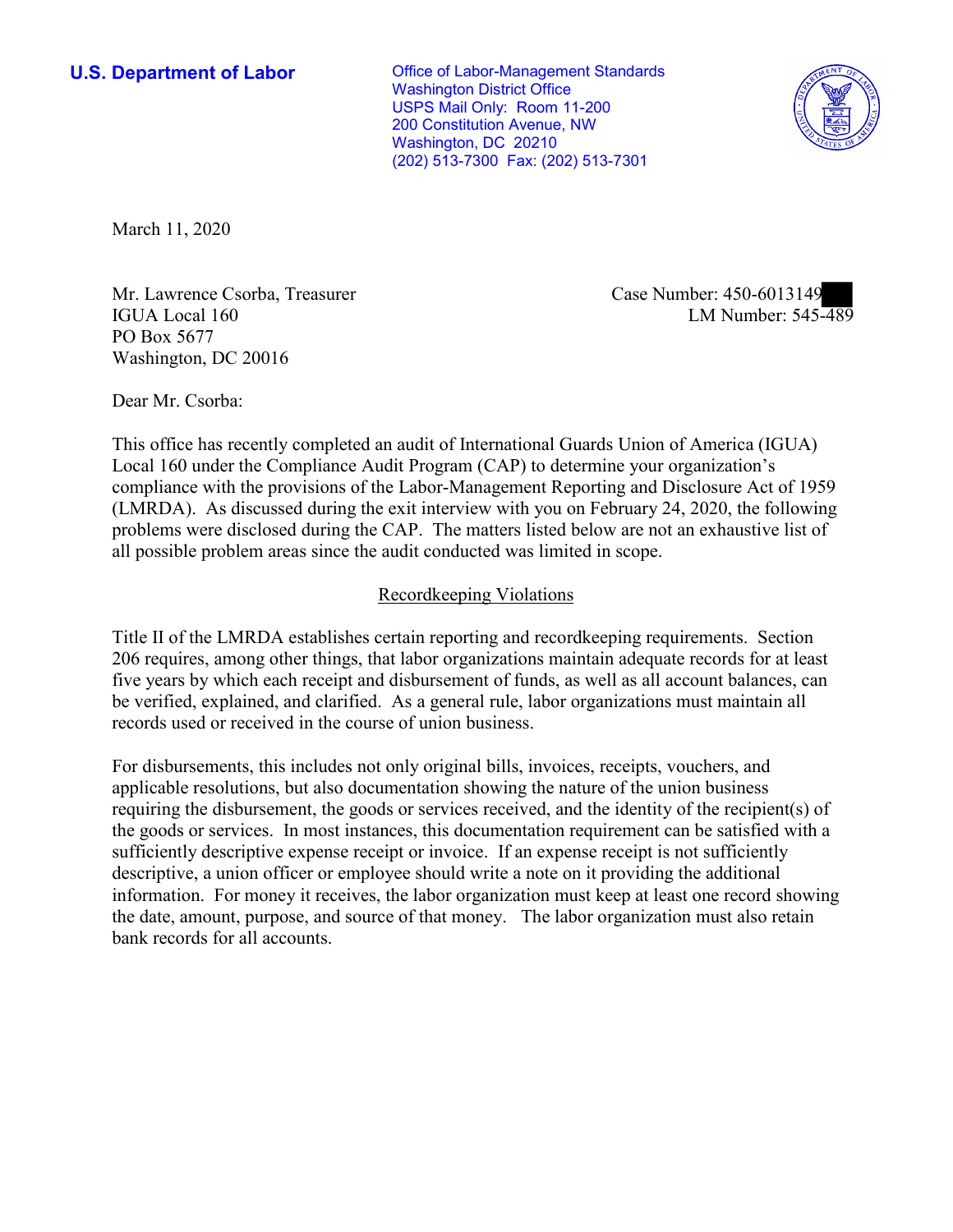**U.S. Department of Labor**

Office of Labor-Management Standards
Washington District Office
USPS Mail Only: Room 11-200
200 Constitution Avenue, NW
Washington, DC 20210
(202) 513-7300 Fax: (202) 513-7301

March 11, 2020

Mr. Lawrence Csorba, Treasurer
IGUA Local 160
PO Box 5677
Washington, DC 20016

Case Number: 450-6013149
LM Number: 545-489

Dear Mr. Csorba:

This office has recently completed an audit of International Guards Union of America (IGUA) Local 160 under the Compliance Audit Program (CAP) to determine your organization's compliance with the provisions of the Labor-Management Reporting and Disclosure Act of 1959 (LMRDA). As discussed during the exit interview with you on February 24, 2020, the following problems were disclosed during the CAP. The matters listed below are not an exhaustive list of all possible problem areas since the audit conducted was limited in scope.

## Recordkeeping Violations

Title II of the LMRDA establishes certain reporting and recordkeeping requirements. Section 206 requires, among other things, that labor organizations maintain adequate records for at least five years by which each receipt and disbursement of funds, as well as all account balances, can be verified, explained, and clarified. As a general rule, labor organizations must maintain all records used or received in the course of union business.

For disbursements, this includes not only original bills, invoices, receipts, vouchers, and applicable resolutions, but also documentation showing the nature of the union business requiring the disbursement, the goods or services received, and the identity of the recipient(s) of the goods or services. In most instances, this documentation requirement can be satisfied with a sufficiently descriptive expense receipt or invoice. If an expense receipt is not sufficiently descriptive, a union officer or employee should write a note on it providing the additional information. For money it receives, the labor organization must keep at least one record showing the date, amount, purpose, and source of that money. The labor organization must also retain bank records for all accounts.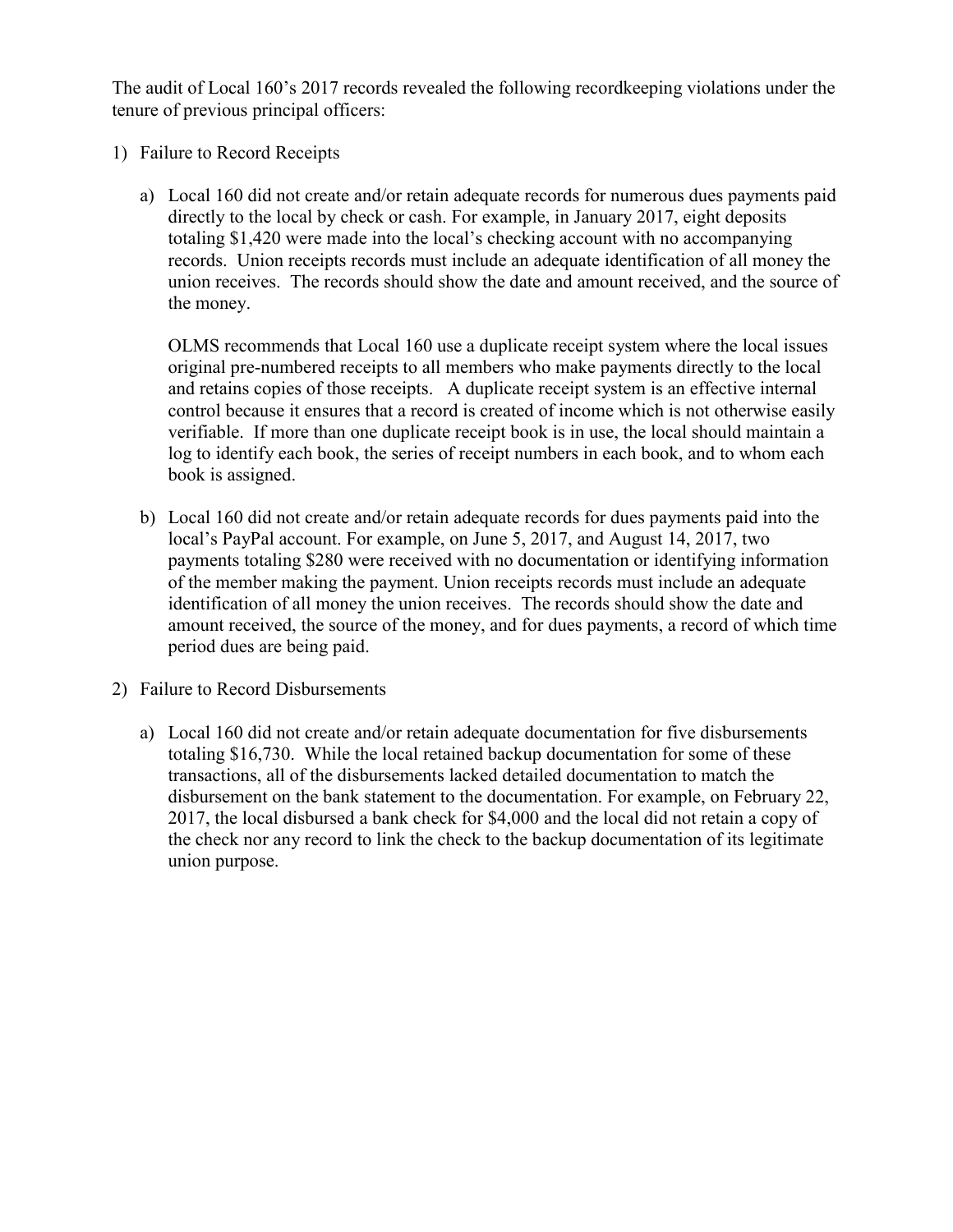The audit of Local 160's 2017 records revealed the following recordkeeping violations under the tenure of previous principal officers:

1) Failure to Record Receipts

   a) Local 160 did not create and/or retain adequate records for numerous dues payments paid directly to the local by check or cash. For example, in January 2017, eight deposits totaling $1,420 were made into the local's checking account with no accompanying records. Union receipts records must include an adequate identification of all money the union receives. The records should show the date and amount received, and the source of the money.

      OLMS recommends that Local 160 use a duplicate receipt system where the local issues original pre-numbered receipts to all members who make payments directly to the local and retains copies of those receipts. A duplicate receipt system is an effective internal control because it ensures that a record is created of income which is not otherwise easily verifiable. If more than one duplicate receipt book is in use, the local should maintain a log to identify each book, the series of receipt numbers in each book, and to whom each book is assigned.

   b) Local 160 did not create and/or retain adequate records for dues payments paid into the local's PayPal account. For example, on June 5, 2017, and August 14, 2017, two payments totaling $280 were received with no documentation or identifying information of the member making the payment. Union receipts records must include an adequate identification of all money the union receives. The records should show the date and amount received, the source of the money, and for dues payments, a record of which time period dues are being paid.

2) Failure to Record Disbursements

   a) Local 160 did not create and/or retain adequate documentation for five disbursements totaling $16,730. While the local retained backup documentation for some of these transactions, all of the disbursements lacked detailed documentation to match the disbursement on the bank statement to the documentation. For example, on February 22, 2017, the local disbursed a bank check for $4,000 and the local did not retain a copy of the check nor any record to link the check to the backup documentation of its legitimate union purpose.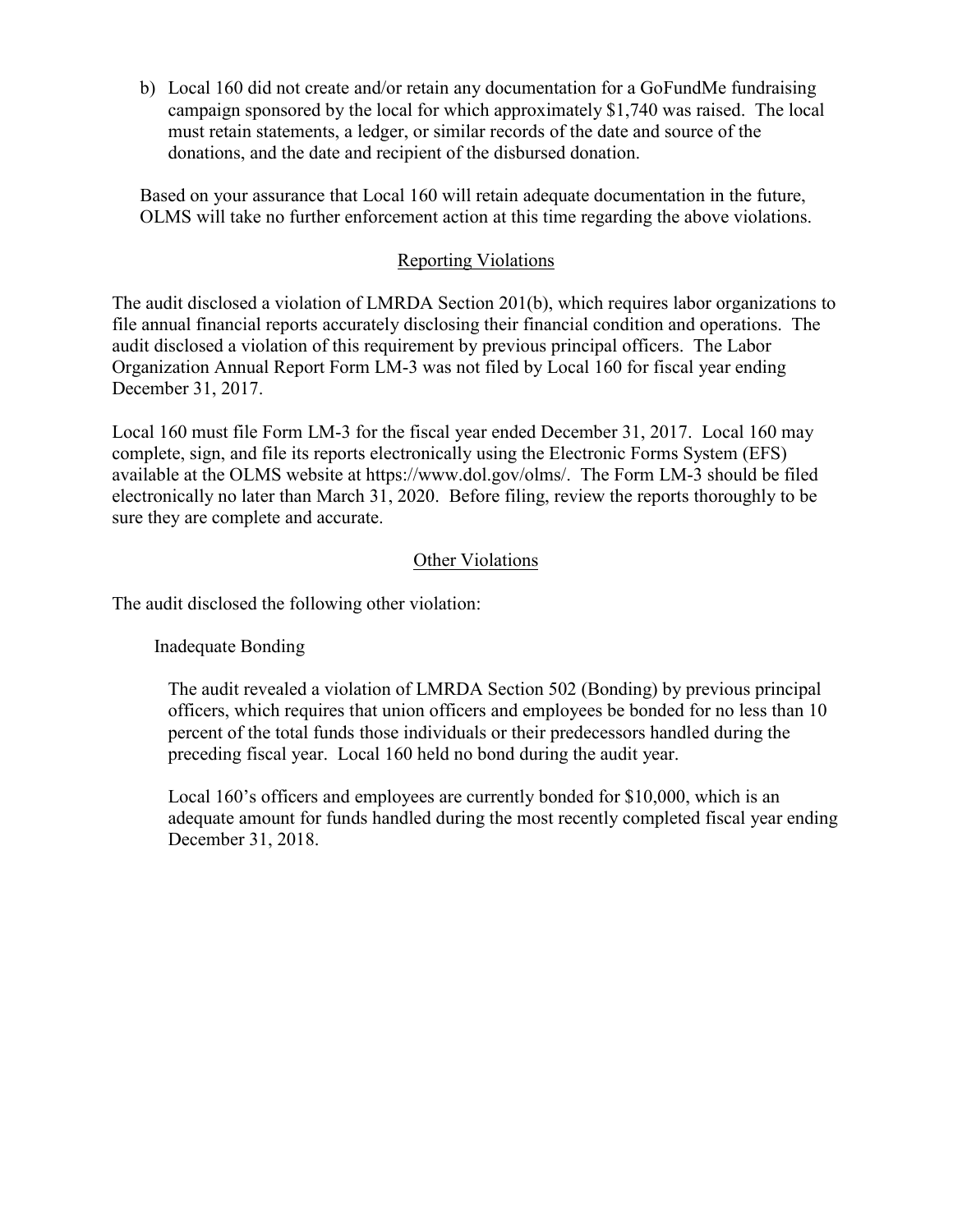b) Local 160 did not create and/or retain any documentation for a GoFundMe fundraising campaign sponsored by the local for which approximately $1,740 was raised. The local must retain statements, a ledger, or similar records of the date and source of the donations, and the date and recipient of the disbursed donation.

Based on your assurance that Local 160 will retain adequate documentation in the future, OLMS will take no further enforcement action at this time regarding the above violations.

## Reporting Violations

The audit disclosed a violation of LMRDA Section 201(b), which requires labor organizations to file annual financial reports accurately disclosing their financial condition and operations. The audit disclosed a violation of this requirement by previous principal officers. The Labor Organization Annual Report Form LM-3 was not filed by Local 160 for fiscal year ending December 31, 2017.

Local 160 must file Form LM-3 for the fiscal year ended December 31, 2017. Local 160 may complete, sign, and file its reports electronically using the Electronic Forms System (EFS) available at the OLMS website at https://www.dol.gov/olms/. The Form LM-3 should be filed electronically no later than March 31, 2020. Before filing, review the reports thoroughly to be sure they are complete and accurate.

## Other Violations

The audit disclosed the following other violation:

### Inadequate Bonding

The audit revealed a violation of LMRDA Section 502 (Bonding) by previous principal officers, which requires that union officers and employees be bonded for no less than 10 percent of the total funds those individuals or their predecessors handled during the preceding fiscal year. Local 160 held no bond during the audit year.

Local 160's officers and employees are currently bonded for $10,000, which is an adequate amount for funds handled during the most recently completed fiscal year ending December 31, 2018.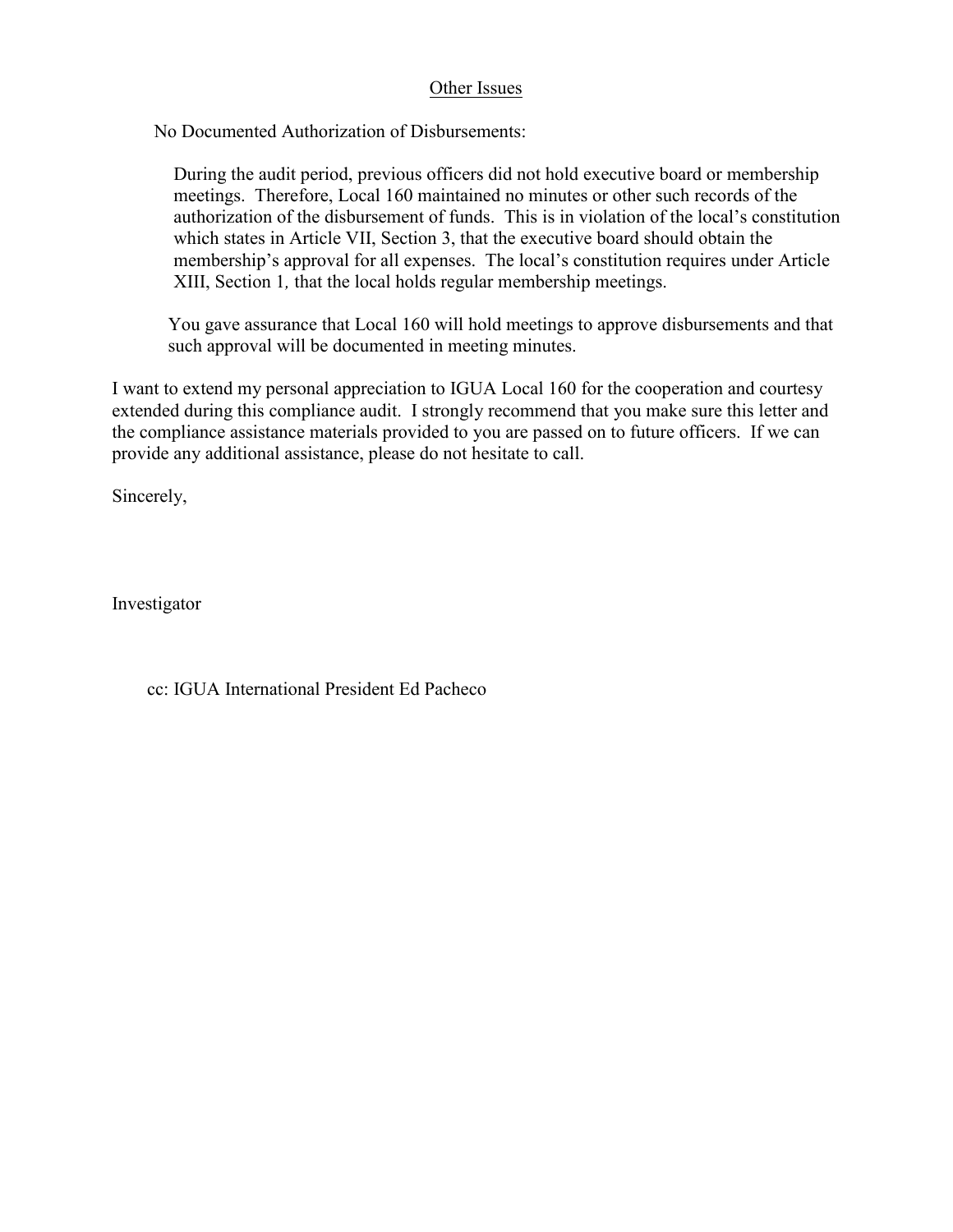## Other Issues

No Documented Authorization of Disbursements:

During the audit period, previous officers did not hold executive board or membership meetings. Therefore, Local 160 maintained no minutes or other such records of the authorization of the disbursement of funds. This is in violation of the local's constitution which states in Article VII, Section 3, that the executive board should obtain the membership's approval for all expenses. The local's constitution requires under Article XIII, Section 1*,* that the local holds regular membership meetings.

You gave assurance that Local 160 will hold meetings to approve disbursements and that such approval will be documented in meeting minutes.

I want to extend my personal appreciation to IGUA Local 160 for the cooperation and courtesy extended during this compliance audit. I strongly recommend that you make sure this letter and the compliance assistance materials provided to you are passed on to future officers. If we can provide any additional assistance, please do not hesitate to call.

Sincerely,

Investigator

cc: IGUA International President Ed Pacheco